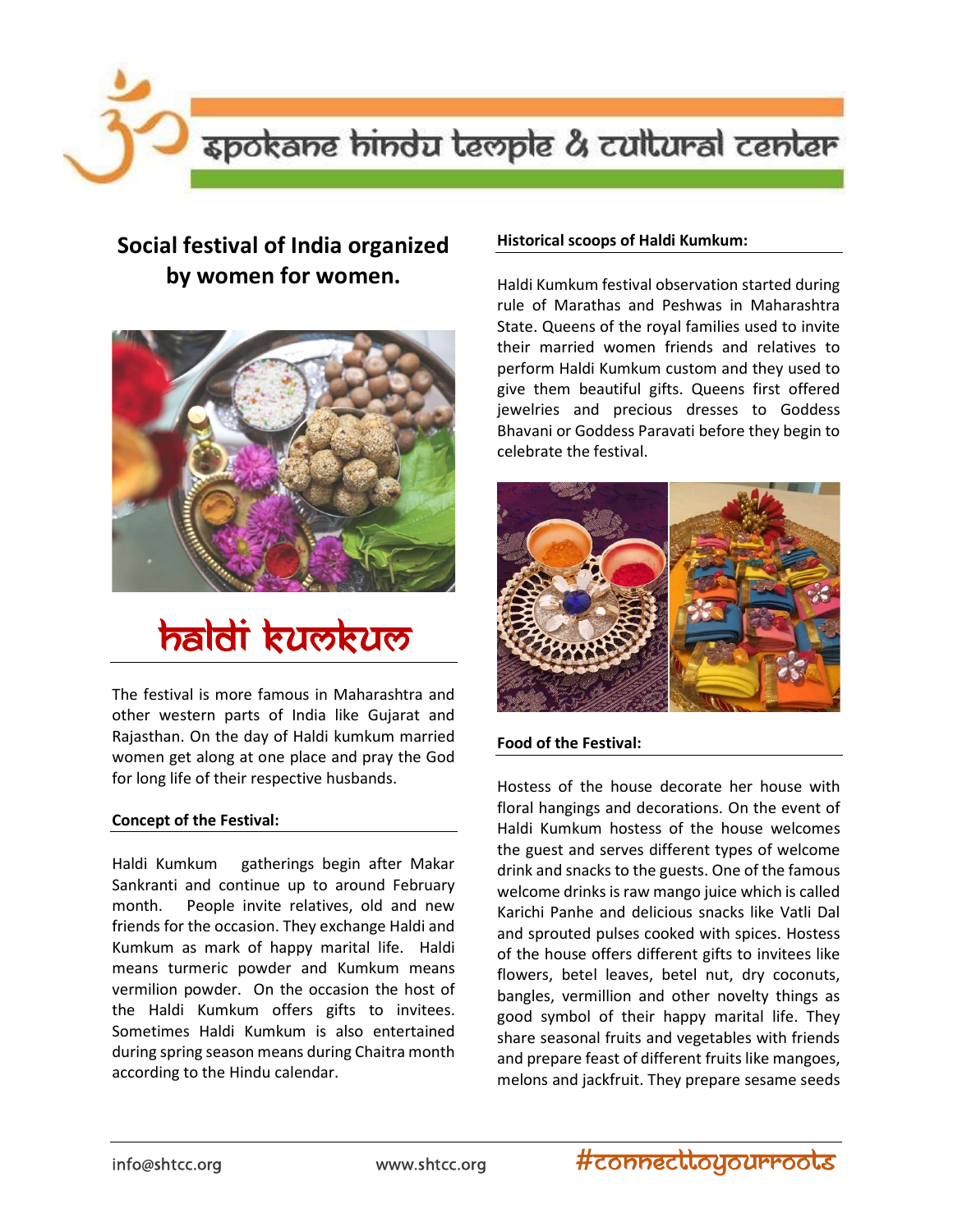# spokane hindu temple & cultural center

## Social festival of India organized by women for women.

# haldi kumkum

The festival is more famous in Maharashtra and other western parts of India like Gujarat and Rajasthan. On the day of Haldi kumkum married women get along at one place and pray the God for long life of their respective husbands.

### Concept of the Festival:

Haldi Kumkum gatherings begin after Makar Sankranti and continue up to around February month. People invite relatives, old and new friends for the occasion. They exchange Haldi and Kumkum as mark of happy marital life. Haldi means turmeric powder and Kumkum means vermilion powder. On the occasion the host of the Haldi Kumkum offers gifts to invitees. Sometimes Haldi Kumkum is also entertained during spring season means during Chaitra month according to the Hindu calendar.

### Historical scoops of Haldi Kumkum:

Haldi Kumkum festival observation started during rule of Marathas and Peshwas in Maharashtra State. Queens of the royal families used to invite their married women friends and relatives to perform Haldi Kumkum custom and they used to give them beautiful gifts. Queens first offered jewelries and precious dresses to Goddess Bhavani or Goddess Paravati before they begin to celebrate the festival.

### Food of the Festival:

Hostess of the house decorate her house with floral hangings and decorations. On the event of Haldi Kumkum hostess of the house welcomes the guest and serves different types of welcome drink and snacks to the guests. One of the famous welcome drinks is raw mango juice which is called Karichi Panhe and delicious snacks like Vatli Dal and sprouted pulses cooked with spices. Hostess of the house offers different gifts to invitees like flowers, betel leaves, betel nut, dry coconuts, bangles, vermillion and other novelty things as good symbol of their happy marital life. They share seasonal fruits and vegetables with friends and prepare feast of different fruits like mangoes, melons and jackfruit. They prepare sesame seeds

info@shtcc.org www.shtcc.org #connecttoyourroots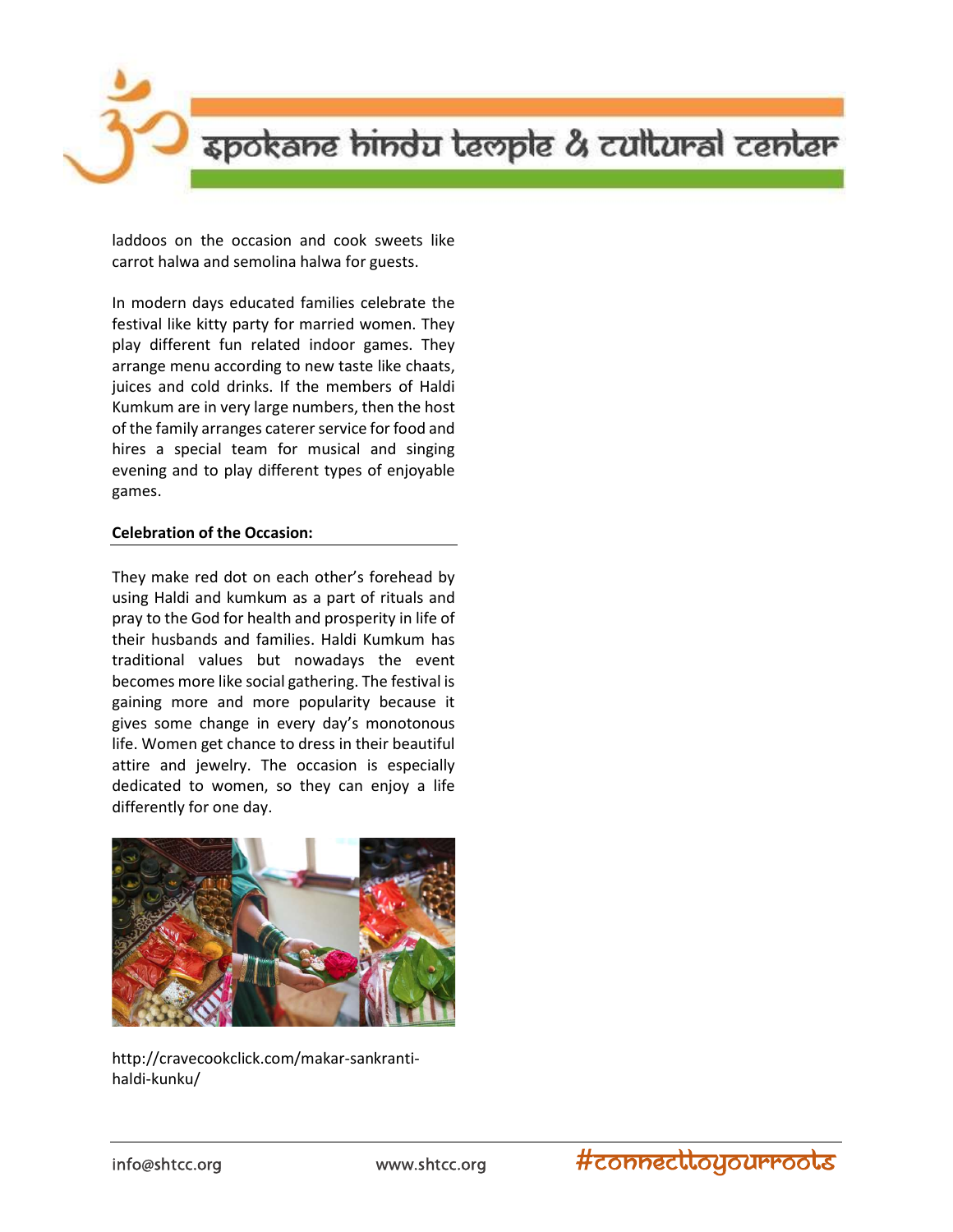laddoos on the occasion and cook sweets like carrot halwa and semolina halwa for guests.

In modern days educated families celebrate the festival like kitty party for married women. They play different fun related indoor games. They arrange menu according to new taste like chaats, juices and cold drinks. If the members of Haldi Kumkum are in very large numbers, then the host of the family arranges caterer service for food and hires a special team for musical and singing evening and to play different types of enjoyable games.

**Celebration of the Occasion:**

They make red dot on each other's forehead by using Haldi and kumkum as a part of rituals and pray to the God for health and prosperity in life of their husbands and families. Haldi Kumkum has traditional values but nowadays the event becomes more like social gathering. The festival is gaining more and more popularity because it gives some change in every day's monotonous life. Women get chance to dress in their beautiful attire and jewelry. The occasion is especially dedicated to women, so they can enjoy a life differently for one day.

http://cravecookclick.com/makar-sankranti-haldi-kunku/